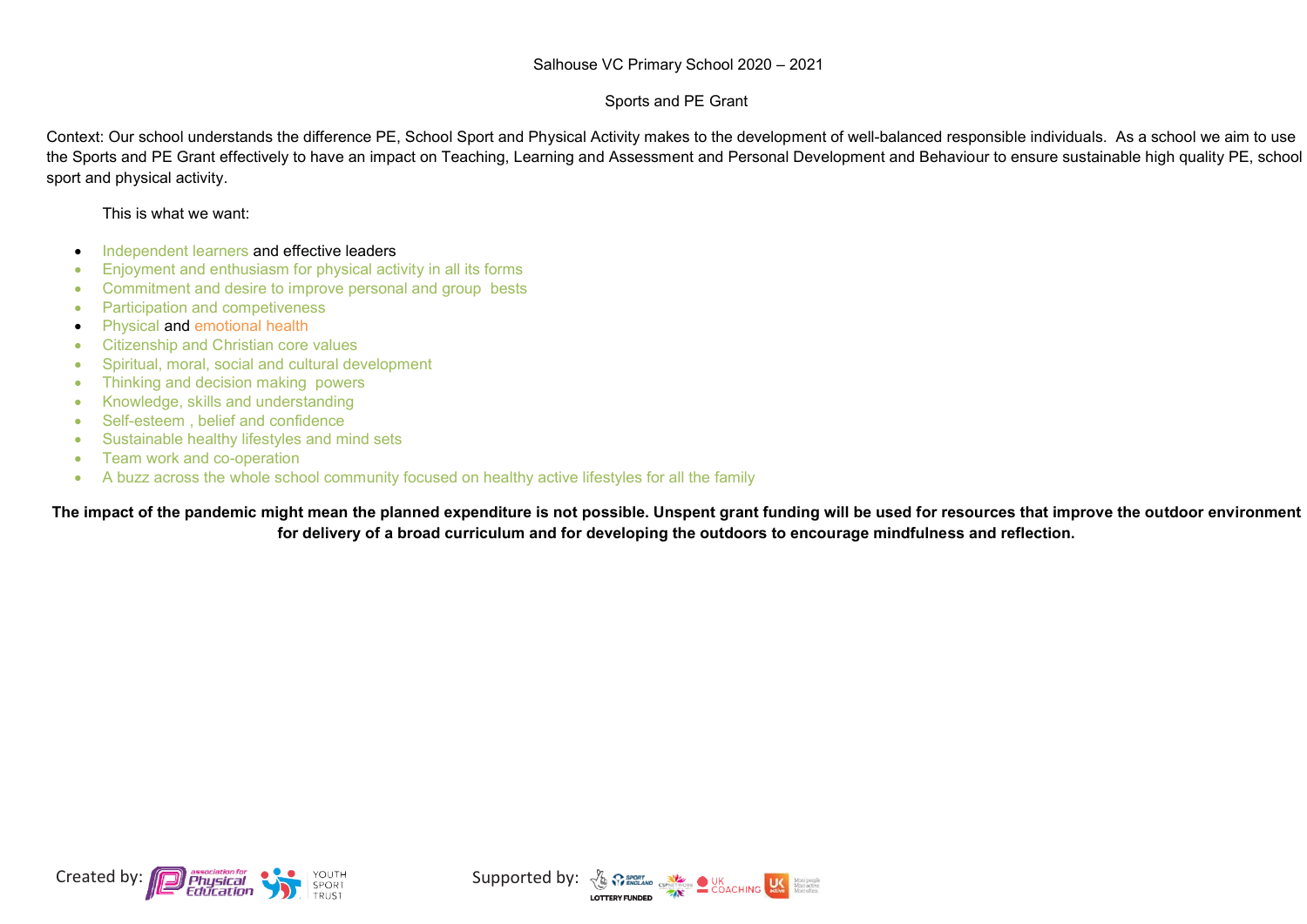Salhouse VC Primary School 2020 – 2021

Sports and PE Grant

Context: Our school understands the difference PE, School Sport and Physical Activity makes to the development of well-balanced responsible individuals. As a school we aim to use the Sports and PE Grant effectively to have an impact on Teaching, Learning and Assessment and Personal Development and Behaviour to ensure sustainable high quality PE, school sport and physical activity.

This is what we want:

- Independent learners and effective leaders
- Enjoyment and enthusiasm for physical activity in all its forms
- Commitment and desire to improve personal and group bests
- Participation and competiveness
- Physical and emotional health
- Citizenship and Christian core values
- Spiritual, moral, social and cultural development
- Thinking and decision making powers
- Knowledge, skills and understanding
- Self-esteem , belief and confidence
- Sustainable healthy lifestyles and mind sets
- Team work and co-operation
- A buzz across the whole school community focused on healthy active lifestyles for all the family

**The impact of the pandemic might mean the planned expenditure is not possible. Unspent grant funding will be used for resources that improve the outdoor environment for delivery of a broad curriculum and for developing the outdoors to encourage mindfulness and reflection.**

Created by: association for Physical Education, Youth Sport Trust

Supported by: Sport England, Lottery Funded, CSPNetwork, UK Coaching, UK Active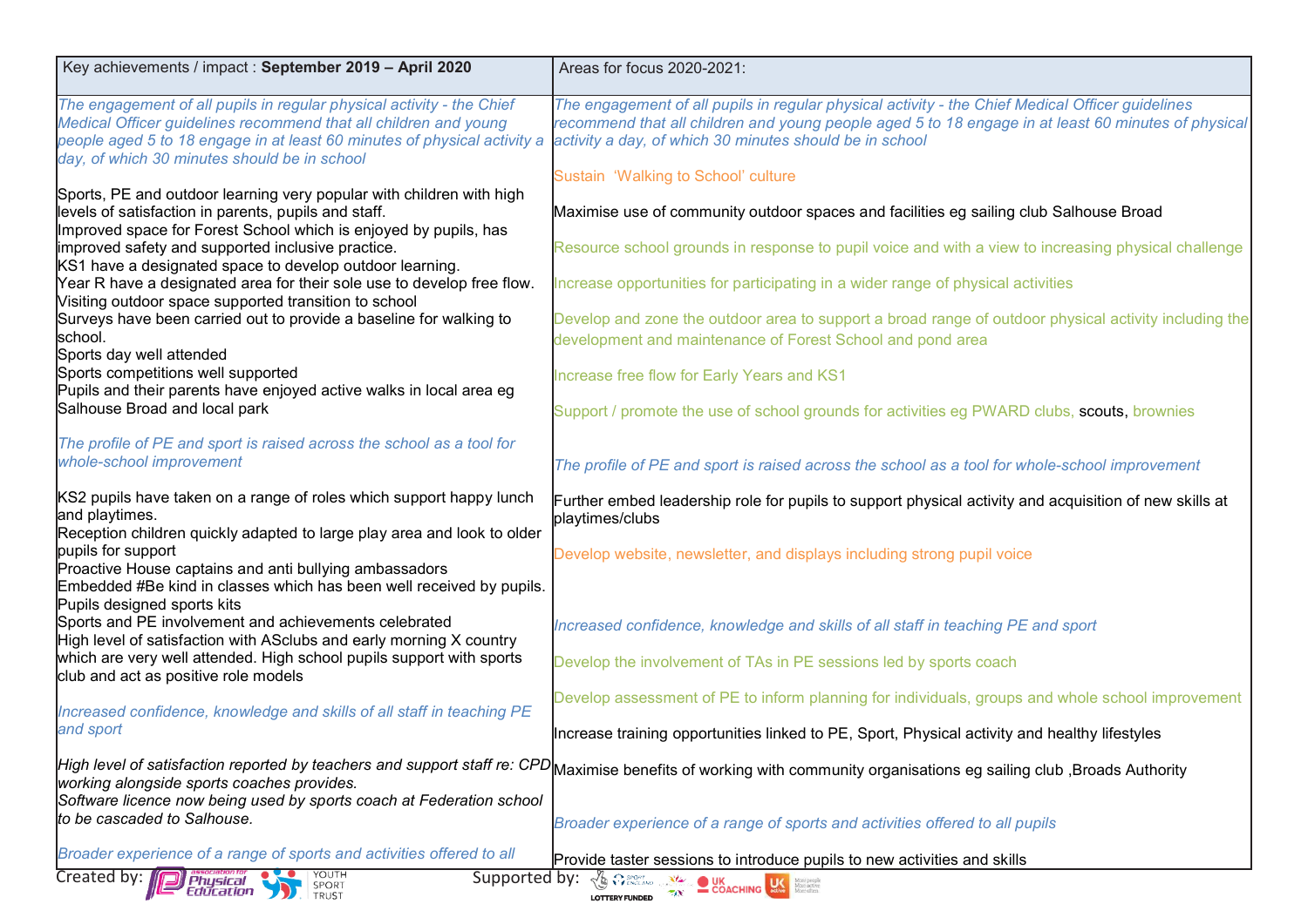| Key achievements / impact : **September 2019 – April 2020** | Areas for focus 2020-2021: |
|---|---|
| *The engagement of all pupils in regular physical activity - the Chief Medical Officer guidelines recommend that all children and young people aged 5 to 18 engage in at least 60 minutes of physical activity a day, of which 30 minutes should be in school*<br><br>Sports, PE and outdoor learning very popular with children with high levels of satisfaction in parents, pupils and staff.<br>Improved space for Forest School which is enjoyed by pupils, has improved safety and supported inclusive practice.<br>KS1 have a designated space to develop outdoor learning.<br>Year R have a designated area for their sole use to develop free flow.<br>Visiting outdoor space supported transition to school<br>Surveys have been carried out to provide a baseline for walking to school.<br>Sports day well attended<br>Sports competitions well supported<br>Pupils and their parents have enjoyed active walks in local area eg Salhouse Broad and local park | *The engagement of all pupils in regular physical activity - the Chief Medical Officer guidelines recommend that all children and young people aged 5 to 18 engage in at least 60 minutes of physical activity a day, of which 30 minutes should be in school*<br><br>Sustain 'Walking to School' culture<br><br>Maximise use of community outdoor spaces and facilities eg sailing club Salhouse Broad<br><br>Resource school grounds in response to pupil voice and with a view to increasing physical challenge<br><br>Increase opportunities for participating in a wider range of physical activities<br><br>Develop and zone the outdoor area to support a broad range of outdoor physical activity including the development and maintenance of Forest School and pond area<br><br>Increase free flow for Early Years and KS1<br><br>Support / promote the use of school grounds for activities eg PWARD clubs, scouts, brownies |
| *The profile of PE and sport is raised across the school as a tool for whole-school improvement*<br><br>KS2 pupils have taken on a range of roles which support happy lunch and playtimes.<br>Reception children quickly adapted to large play area and look to older pupils for support<br>Proactive House captains and anti bullying ambassadors<br>Embedded #Be kind in classes which has been well received by pupils.<br>Pupils designed sports kits<br>Sports and PE involvement and achievements celebrated<br>High level of satisfaction with ASclubs and early morning X country which are very well attended. High school pupils support with sports club and act as positive role models | *The profile of PE and sport is raised across the school as a tool for whole-school improvement*<br><br>Further embed leadership role for pupils to support physical activity and acquisition of new skills at playtimes/clubs<br><br>Develop website, newsletter, and displays including strong pupil voice |
| *Increased confidence, knowledge and skills of all staff in teaching PE and sport*<br><br>*High level of satisfaction reported by teachers and support staff re: CPD working alongside sports coaches provides.*<br>*Software licence now being used by sports coach at Federation school to be cascaded to Salhouse.* | *Increased confidence, knowledge and skills of all staff in teaching PE and sport*<br><br>Develop the involvement of TAs in PE sessions led by sports coach<br><br>Develop assessment of PE to inform planning for individuals, groups and whole school improvement<br><br>Increase training opportunities linked to PE, Sport, Physical activity and healthy lifestyles<br><br>Maximise benefits of working with community organisations eg sailing club ,Broads Authority |
| *Broader experience of a range of sports and activities offered to all* | *Broader experience of a range of sports and activities offered to all pupils*<br><br>Provide taster sessions to introduce pupils to new activities and skills |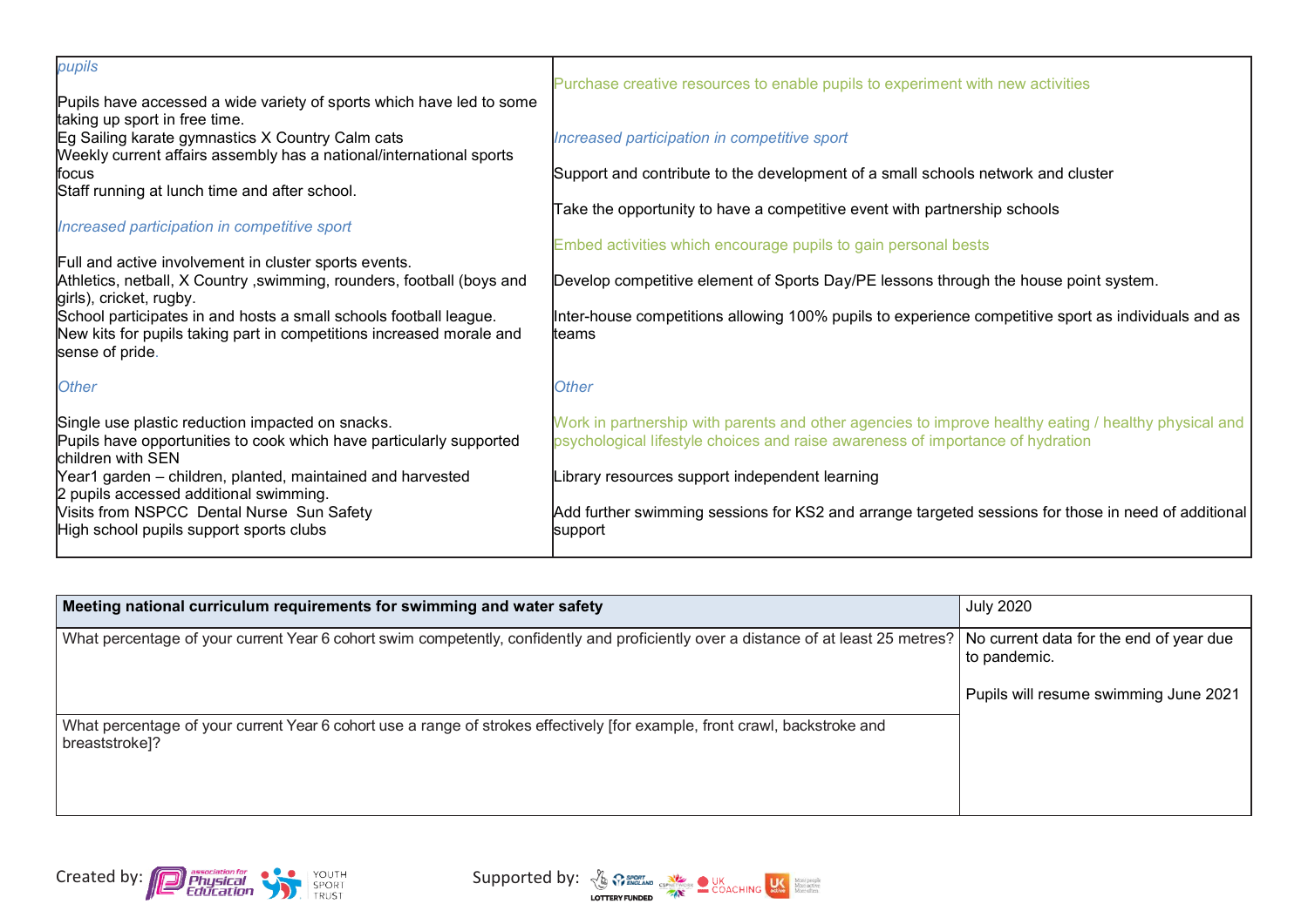| | |
|---|---|
| *pupils*<br><br>Pupils have accessed a wide variety of sports which have led to some taking up sport in free time.<br>Eg Sailing karate gymnastics X Country Calm cats<br>Weekly current affairs assembly has a national/international sports focus<br>Staff running at lunch time and after school.<br><br>*Increased participation in competitive sport*<br><br>Full and active involvement in cluster sports events.<br>Athletics, netball, X Country ,swimming, rounders, football (boys and girls), cricket, rugby.<br>School participates in and hosts a small schools football league.<br>New kits for pupils taking part in competitions increased morale and sense of pride.<br><br>*Other*<br><br>Single use plastic reduction impacted on snacks.<br>Pupils have opportunities to cook which have particularly supported children with SEN<br>Year1 garden – children, planted, maintained and harvested<br>2 pupils accessed additional swimming.<br>Visits from NSPCC Dental Nurse Sun Safety<br>High school pupils support sports clubs | Purchase creative resources to enable pupils to experiment with new activities<br><br>*Increased participation in competitive sport*<br><br>Support and contribute to the development of a small schools network and cluster<br><br>Take the opportunity to have a competitive event with partnership schools<br><br>Embed activities which encourage pupils to gain personal bests<br><br>Develop competitive element of Sports Day/PE lessons through the house point system.<br><br>Inter-house competitions allowing 100% pupils to experience competitive sport as individuals and as teams<br><br>*Other*<br><br>Work in partnership with parents and other agencies to improve healthy eating / healthy physical and psychological lifestyle choices and raise awareness of importance of hydration<br><br>Library resources support independent learning<br><br>Add further swimming sessions for KS2 and arrange targeted sessions for those in need of additional support |

| **Meeting national curriculum requirements for swimming and water safety** | July 2020 |
|---|---|
| What percentage of your current Year 6 cohort swim competently, confidently and proficiently over a distance of at least 25 metres? | No current data for the end of year due to pandemic.<br><br>Pupils will resume swimming June 2021 |
| What percentage of your current Year 6 cohort use a range of strokes effectively [for example, front crawl, backstroke and breaststroke]? | |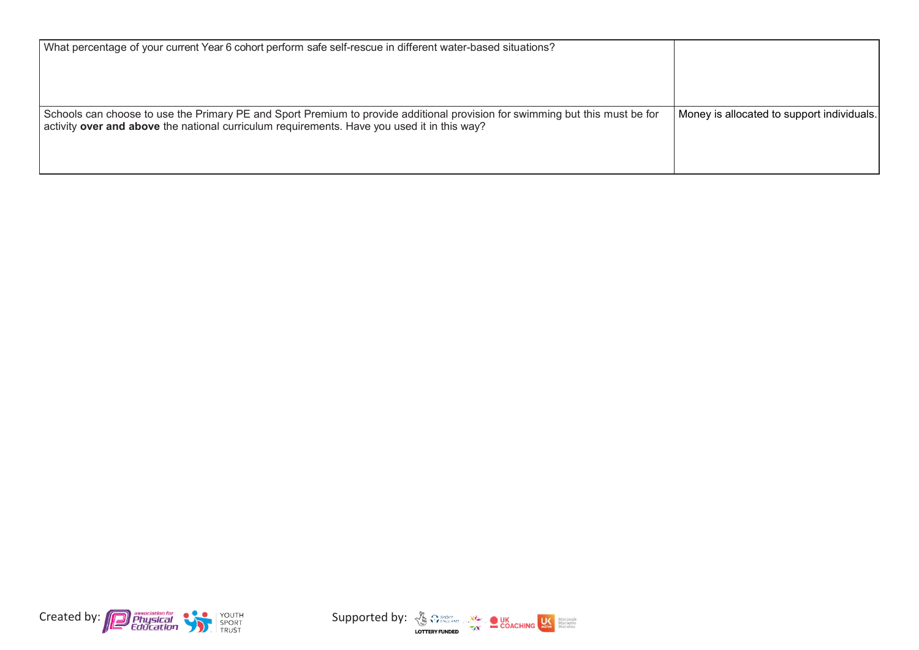| | |
|---|---|
| What percentage of your current Year 6 cohort perform safe self-rescue in different water-based situations? | |
| Schools can choose to use the Primary PE and Sport Premium to provide additional provision for swimming but this must be for activity **over and above** the national curriculum requirements. Have you used it in this way? | Money is allocated to support individuals. |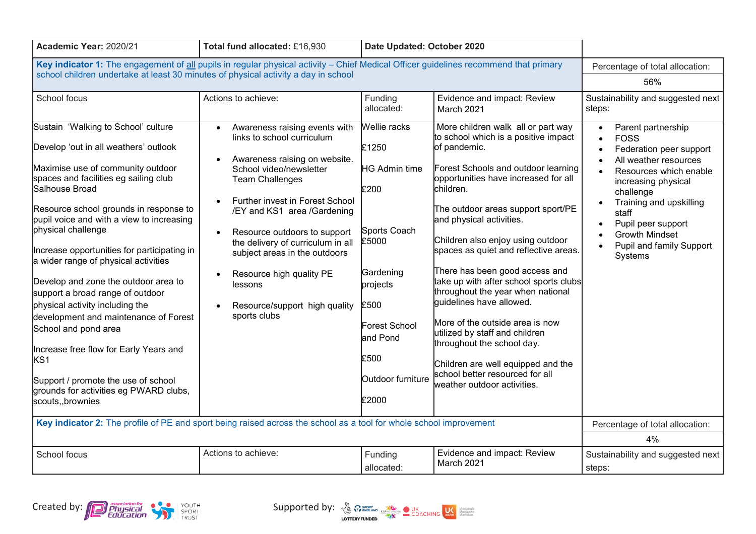| **Academic Year:** 2020/21 | **Total fund allocated:** £16,930 | **Date Updated: October 2020** | | |
|---|---|---|---|---|
| **Key indicator 1:** The engagement of all pupils in regular physical activity – Chief Medical Officer guidelines recommend that primary school children undertake at least 30 minutes of physical activity a day in school | | | | Percentage of total allocation: 56% |
| School focus | Actions to achieve: | Funding allocated: | Evidence and impact: Review March 2021 | Sustainability and suggested next steps: |
| Sustain 'Walking to School' culture<br><br>Develop 'out in all weathers' outlook<br><br>Maximise use of community outdoor spaces and facilities eg sailing club Salhouse Broad<br><br>Resource school grounds in response to pupil voice and with a view to increasing physical challenge<br><br>Increase opportunities for participating in a wider range of physical activities<br><br>Develop and zone the outdoor area to support a broad range of outdoor physical activity including the development and maintenance of Forest School and pond area<br><br>Increase free flow for Early Years and KS1<br><br>Support / promote the use of school grounds for activities eg PWARD clubs, scouts,,brownies | • Awareness raising events with links to school curriculum<br>• Awareness raising on website. School video/newsletter Team Challenges<br>• Further invest in Forest School /EY and KS1 area /Gardening<br>• Resource outdoors to support the delivery of curriculum in all subject areas in the outdoors<br>• Resource high quality PE lessons<br>• Resource/support high quality sports clubs | Wellie racks<br><br>£1250<br><br>HG Admin time<br><br>£200<br><br>Sports Coach £5000<br><br>Gardening projects<br><br>£500<br><br>Forest School and Pond<br><br>£500<br><br>Outdoor furniture<br><br>£2000 | More children walk all or part way to school which is a positive impact of pandemic.<br><br>Forest Schools and outdoor learning opportunities have increased for all children.<br><br>The outdoor areas support sport/PE and physical activities.<br><br>Children also enjoy using outdoor spaces as quiet and reflective areas.<br><br>There has been good access and take up with after school sports clubs throughout the year when national guidelines have allowed.<br><br>More of the outside area is now utilized by staff and children throughout the school day.<br><br>Children are well equipped and the school better resourced for all weather outdoor activities. | • Parent partnership<br>• FOSS<br>• Federation peer support<br>• All weather resources<br>• Resources which enable increasing physical challenge<br>• Training and upskilling staff<br>• Pupil peer support<br>• Growth Mindset<br>• Pupil and family Support Systems |
| **Key indicator 2:** The profile of PE and sport being raised across the school as a tool for whole school improvement | | | | Percentage of total allocation: 4% |
| School focus | Actions to achieve: | Funding allocated: | Evidence and impact: Review March 2021 | Sustainability and suggested next steps: |

Created by: association for Physical Education, Youth Sport Trust

Supported by: Sport England, Lottery Funded, CSPN, UK Coaching, UK Active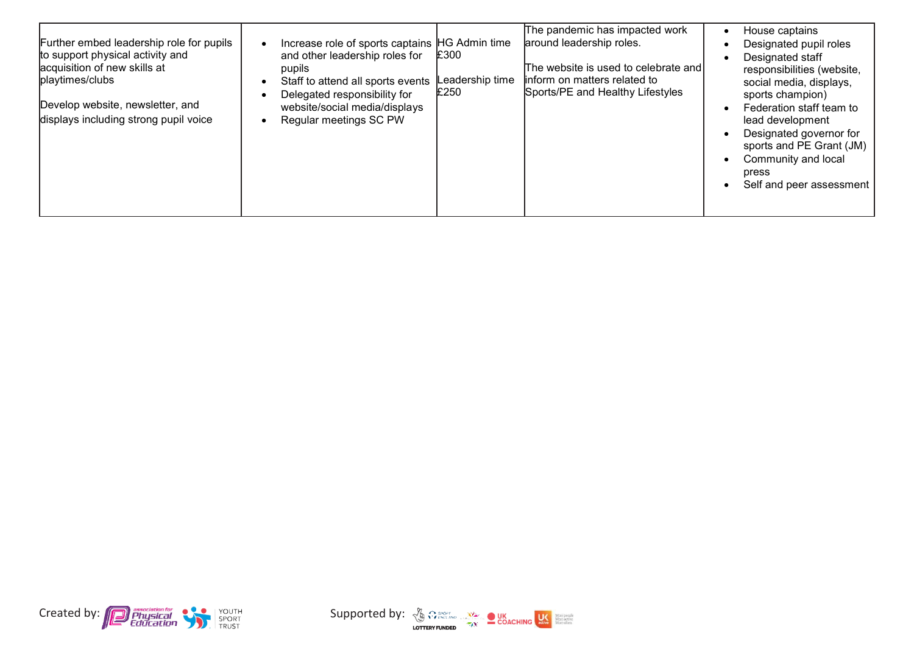| | | | | |
|---|---|---|---|---|
| Further embed leadership role for pupils to support physical activity and acquisition of new skills at playtimes/clubs<br><br>Develop website, newsletter, and displays including strong pupil voice | • Increase role of sports captains and other leadership roles for pupils<br>• Staff to attend all sports events<br>• Delegated responsibility for website/social media/displays<br>• Regular meetings SC PW | HG Admin time £300<br><br>Leadership time £250 | The pandemic has impacted work around leadership roles.<br><br>The website is used to celebrate and inform on matters related to Sports/PE and Healthy Lifestyles | • House captains<br>• Designated pupil roles<br>• Designated staff responsibilities (website, social media, displays, sports champion)<br>• Federation staff team to lead development<br>• Designated governor for sports and PE Grant (JM)<br>• Community and local press<br>• Self and peer assessment |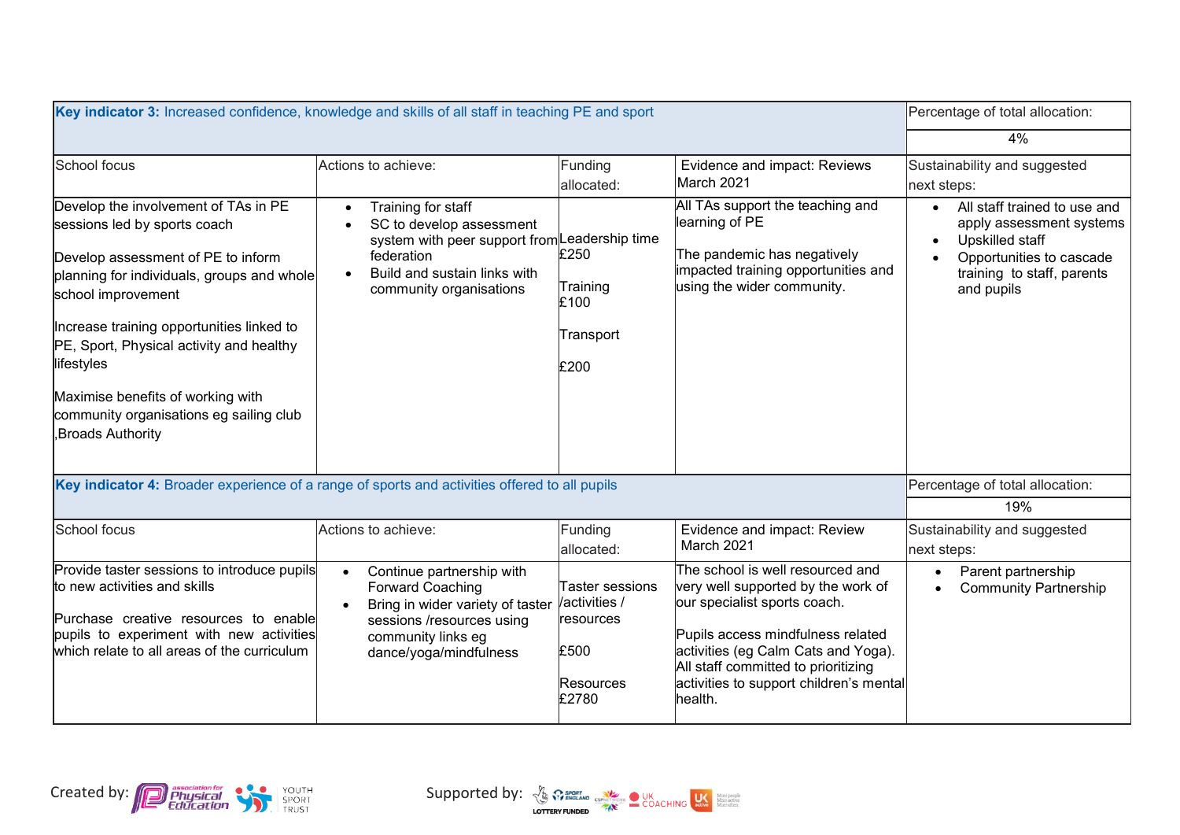| **Key indicator 3:** Increased confidence, knowledge and skills of all staff in teaching PE and sport | | | | Percentage of total allocation: |
|---|---|---|---|---|
| | | | | 4% |
| School focus | Actions to achieve: | Funding allocated: | Evidence and impact: Reviews March 2021 | Sustainability and suggested next steps: |
| Develop the involvement of TAs in PE sessions led by sports coach<br><br>Develop assessment of PE to inform planning for individuals, groups and whole school improvement<br><br>Increase training opportunities linked to PE, Sport, Physical activity and healthy lifestyles<br><br>Maximise benefits of working with community organisations eg sailing club ,Broads Authority | • Training for staff<br>• SC to develop assessment system with peer support from federation<br>• Build and sustain links with community organisations | Leadership time £250<br><br>Training £100<br><br>Transport<br><br>£200 | All TAs support the teaching and learning of PE<br><br>The pandemic has negatively impacted training opportunities and using the wider community. | • All staff trained to use and apply assessment systems<br>• Upskilled staff<br>• Opportunities to cascade training to staff, parents and pupils |

| **Key indicator 4:** Broader experience of a range of sports and activities offered to all pupils | | | | Percentage of total allocation: |
|---|---|---|---|---|
| | | | | 19% |
| School focus | Actions to achieve: | Funding allocated: | Evidence and impact: Review March 2021 | Sustainability and suggested next steps: |
| Provide taster sessions to introduce pupils to new activities and skills<br><br>Purchase creative resources to enable pupils to experiment with new activities which relate to all areas of the curriculum | • Continue partnership with Forward Coaching<br>• Bring in wider variety of taster sessions /resources using community links eg dance/yoga/mindfulness | Taster sessions /activities / resources<br><br>£500<br><br>Resources £2780 | The school is well resourced and very well supported by the work of our specialist sports coach.<br><br>Pupils access mindfulness related activities (eg Calm Cats and Yoga). All staff committed to prioritizing activities to support children's mental health. | • Parent partnership<br>• Community Partnership |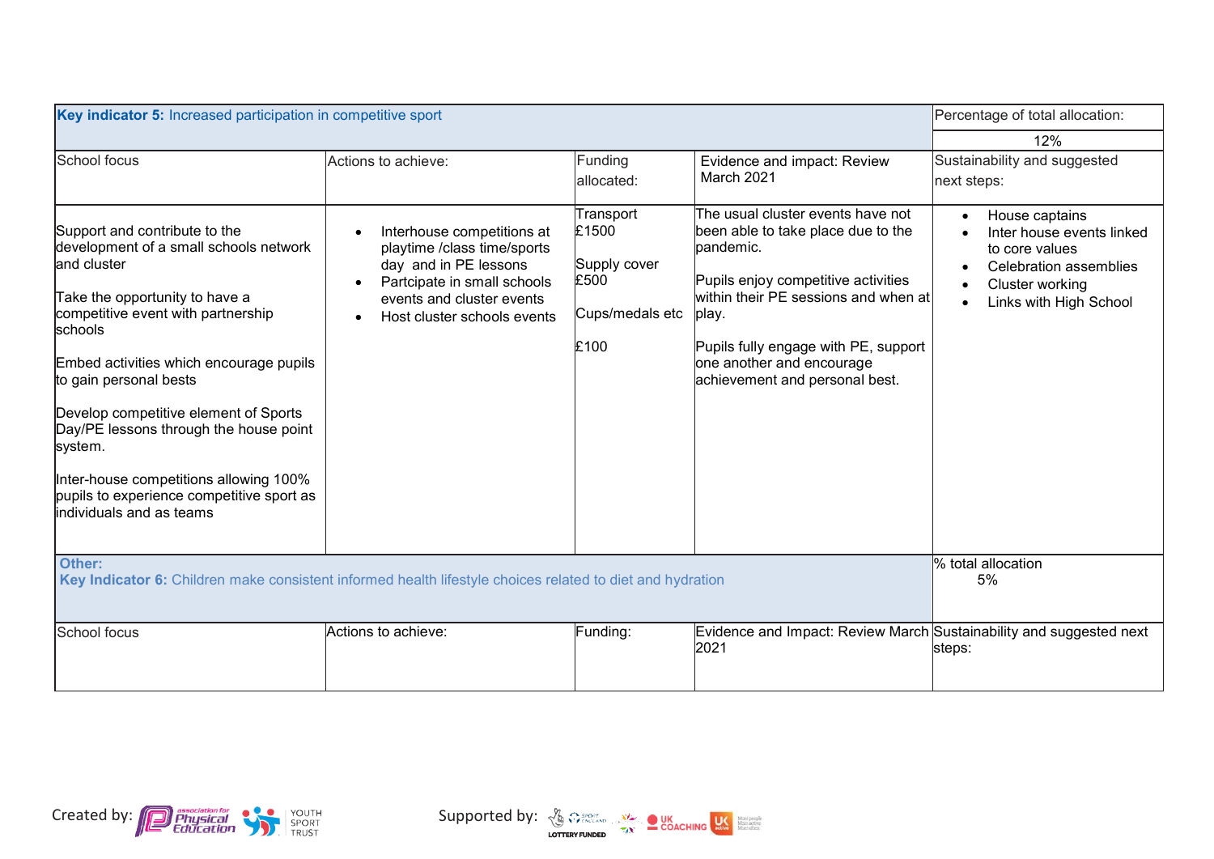| Key indicator 5: Increased participation in competitive sport | | | | Percentage of total allocation: |
|---|---|---|---|---|
| | | | | 12% |
| School focus | Actions to achieve: | Funding allocated: | Evidence and impact: Review March 2021 | Sustainability and suggested next steps: |
| Support and contribute to the development of a small schools network and cluster<br><br>Take the opportunity to have a competitive event with partnership schools<br><br>Embed activities which encourage pupils to gain personal bests<br><br>Develop competitive element of Sports Day/PE lessons through the house point system.<br><br>Inter-house competitions allowing 100% pupils to experience competitive sport as individuals and as teams | • Interhouse competitions at playtime /class time/sports day and in PE lessons<br>• Partcipate in small schools events and cluster events<br>• Host cluster schools events | Transport £1500<br><br>Supply cover £500<br><br>Cups/medals etc<br><br>£100 | The usual cluster events have not been able to take place due to the pandemic.<br><br>Pupils enjoy competitive activities within their PE sessions and when at play.<br><br>Pupils fully engage with PE, support one another and encourage achievement and personal best. | • House captains<br>• Inter house events linked to core values<br>• Celebration assemblies<br>• Cluster working<br>• Links with High School |

| Other:<br>Key Indicator 6: Children make consistent informed health lifestyle choices related to diet and hydration | | | | % total allocation<br>5% |
|---|---|---|---|---|
| School focus | Actions to achieve: | Funding: | Evidence and Impact: Review March 2021 | Sustainability and suggested next steps: |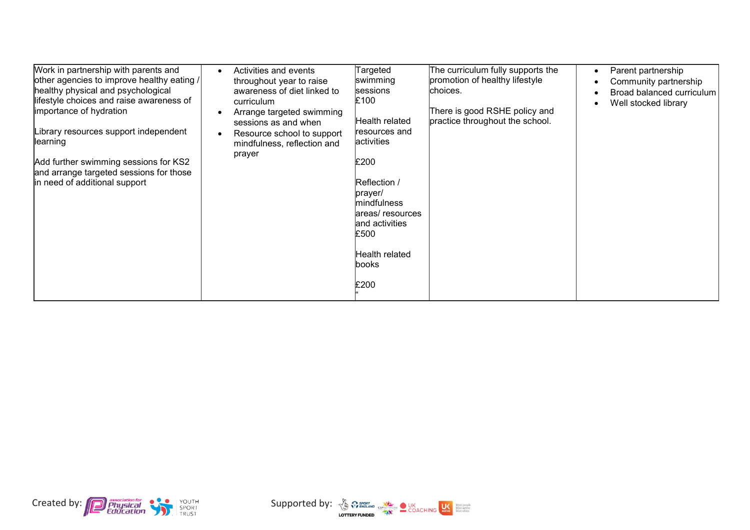| | | | | |
|---|---|---|---|---|
| Work in partnership with parents and other agencies to improve healthy eating / healthy physical and psychological lifestyle choices and raise awareness of importance of hydration<br><br>Library resources support independent learning<br><br>Add further swimming sessions for KS2 and arrange targeted sessions for those in need of additional support | • Activities and events throughout year to raise awareness of diet linked to curriculum<br>• Arrange targeted swimming sessions as and when<br>• Resource school to support mindfulness, reflection and prayer | Targeted swimming sessions<br>£100<br><br>Health related resources and activities<br><br>£200<br><br>Reflection / prayer/ mindfulness areas/ resources and activities<br>£500<br><br>Health related books<br><br>£200<br>" | The curriculum fully supports the promotion of healthy lifestyle choices.<br><br>There is good RSHE policy and practice throughout the school. | • Parent partnership<br>• Community partnership<br>• Broad balanced curriculum<br>• Well stocked library |